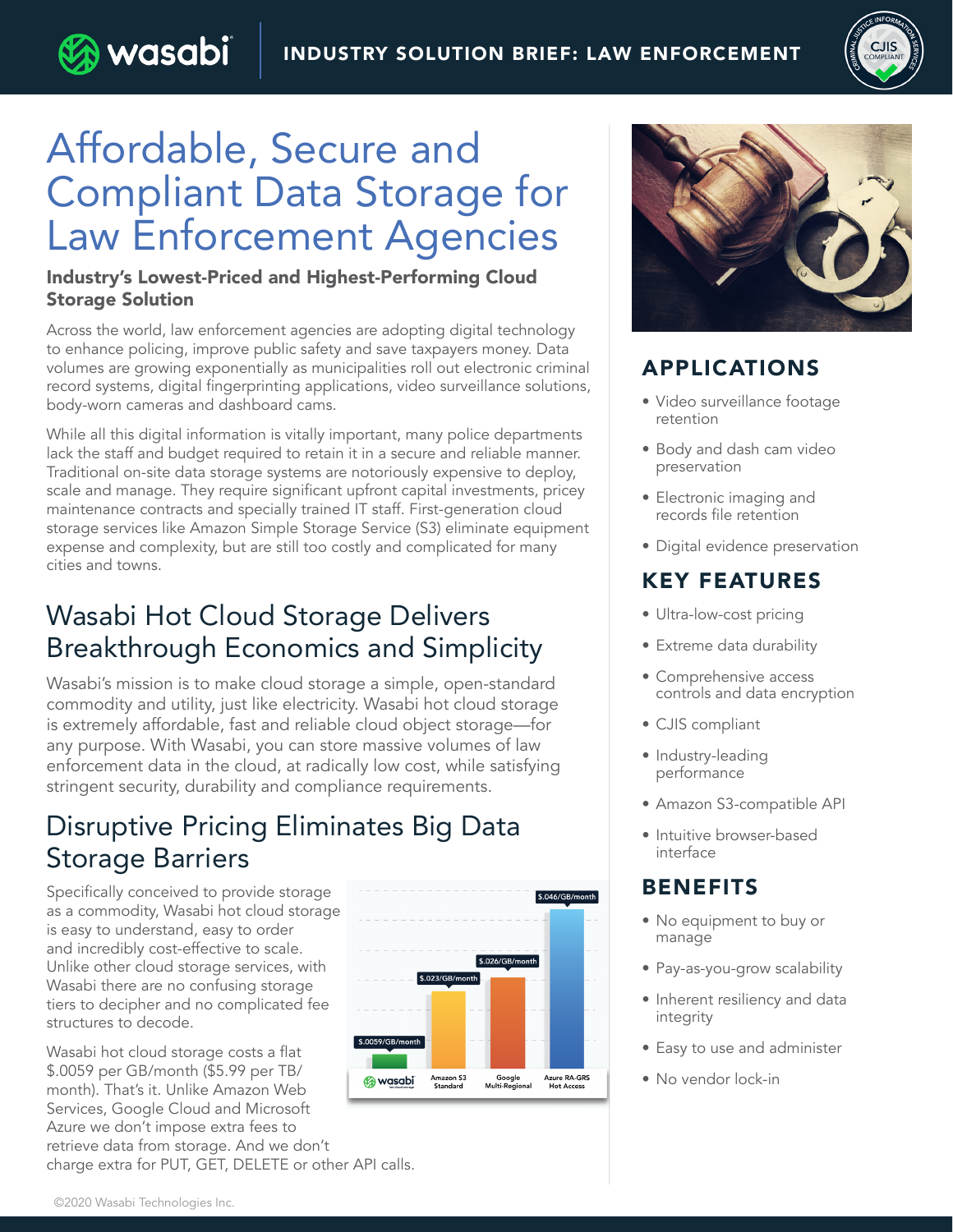INDUSTRY SOLUTION BRIEF: LAW ENFORCEMENT

# Affordable, Secure and Compliant Data Storage for Law Enforcement Agencies

**Industry's Lowest-Priced and Highest-Performing Cloud Storage Solution**

Across the world, law enforcement agencies are adopting digital technology to enhance policing, improve public safety and save taxpayers money. Data volumes are growing exponentially as municipalities roll out electronic criminal record systems, digital fingerprinting applications, video surveillance solutions, body-worn cameras and dashboard cams.

While all this digital information is vitally important, many police departments lack the staff and budget required to retain it in a secure and reliable manner. Traditional on-site data storage systems are notoriously expensive to deploy, scale and manage. They require significant upfront capital investments, pricey maintenance contracts and specially trained IT staff. First-generation cloud storage services like Amazon Simple Storage Service (S3) eliminate equipment expense and complexity, but are still too costly and complicated for many cities and towns.

## Wasabi Hot Cloud Storage Delivers Breakthrough Economics and Simplicity

Wasabi's mission is to make cloud storage a simple, open-standard commodity and utility, just like electricity. Wasabi hot cloud storage is extremely affordable, fast and reliable cloud object storage—for any purpose. With Wasabi, you can store massive volumes of law enforcement data in the cloud, at radically low cost, while satisfying stringent security, durability and compliance requirements.

## Disruptive Pricing Eliminates Big Data Storage Barriers

Specifically conceived to provide storage as a commodity, Wasabi hot cloud storage is easy to understand, easy to order and incredibly cost-effective to scale. Unlike other cloud storage services, with Wasabi there are no confusing storage tiers to decipher and no complicated fee structures to decode.

| Provider | Price |
|---|---|
| Wasabi | $.0059/GB/month |
| Amazon S3 Standard | $.023/GB/month |
| Google Multi-Regional | $.026/GB/month |
| Azure RA-GRS Hot Access | $.046/GB/month |

Wasabi hot cloud storage costs a flat $.0059 per GB/month ($5.99 per TB/month). That's it. Unlike Amazon Web Services, Google Cloud and Microsoft Azure we don't impose extra fees to retrieve data from storage. And we don't charge extra for PUT, GET, DELETE or other API calls.

## APPLICATIONS

- Video surveillance footage retention
- Body and dash cam video preservation
- Electronic imaging and records file retention
- Digital evidence preservation

## KEY FEATURES

- Ultra-low-cost pricing
- Extreme data durability
- Comprehensive access controls and data encryption
- CJIS compliant
- Industry-leading performance
- Amazon S3-compatible API
- Intuitive browser-based interface

## BENEFITS

- No equipment to buy or manage
- Pay-as-you-grow scalability
- Inherent resiliency and data integrity
- Easy to use and administer
- No vendor lock-in

©2020 Wasabi Technologies Inc.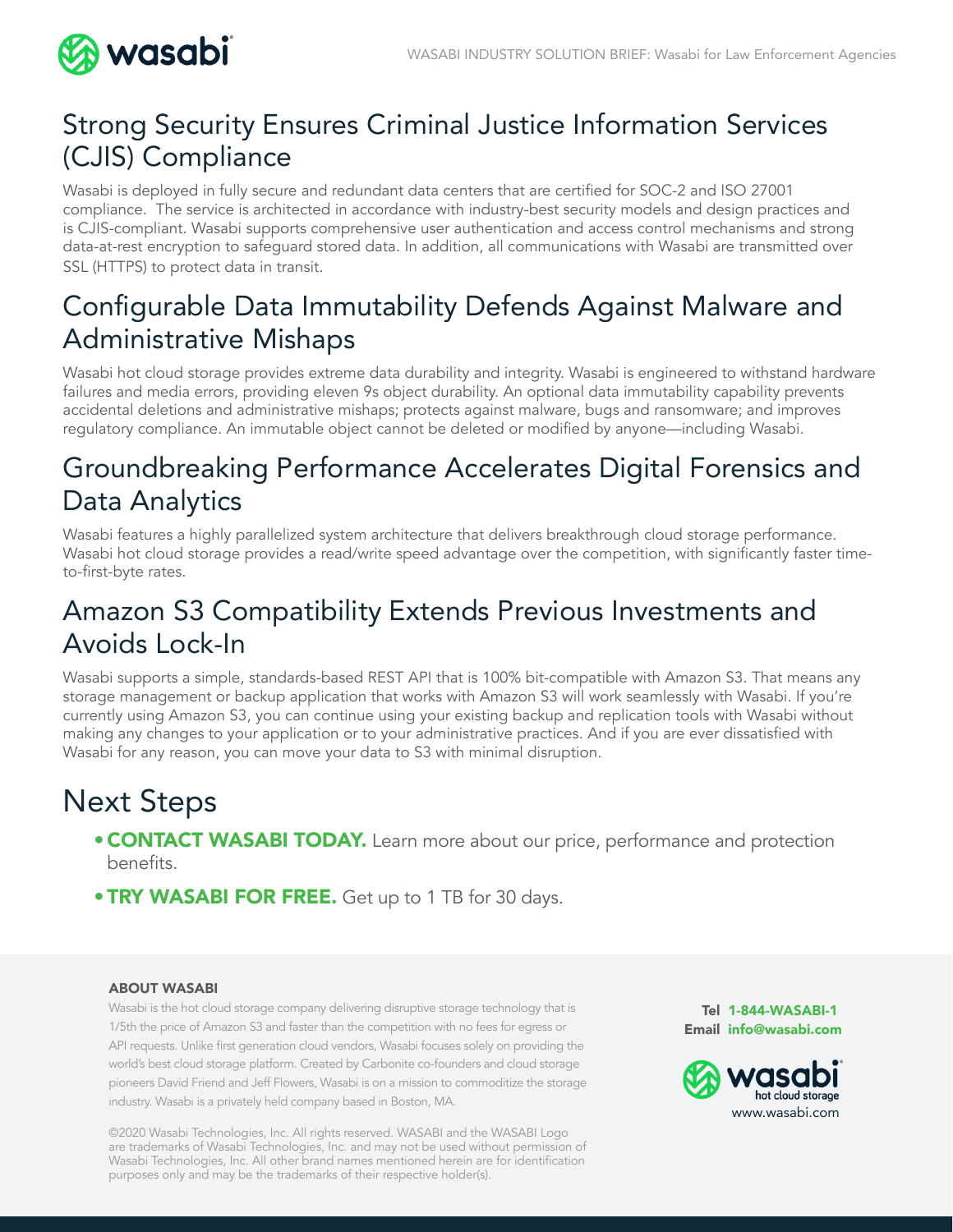## Strong Security Ensures Criminal Justice Information Services (CJIS) Compliance

Wasabi is deployed in fully secure and redundant data centers that are certified for SOC-2 and ISO 27001 compliance. The service is architected in accordance with industry-best security models and design practices and is CJIS-compliant. Wasabi supports comprehensive user authentication and access control mechanisms and strong data-at-rest encryption to safeguard stored data. In addition, all communications with Wasabi are transmitted over SSL (HTTPS) to protect data in transit.

## Configurable Data Immutability Defends Against Malware and Administrative Mishaps

Wasabi hot cloud storage provides extreme data durability and integrity. Wasabi is engineered to withstand hardware failures and media errors, providing eleven 9s object durability. An optional data immutability capability prevents accidental deletions and administrative mishaps; protects against malware, bugs and ransomware; and improves regulatory compliance. An immutable object cannot be deleted or modified by anyone—including Wasabi.

## Groundbreaking Performance Accelerates Digital Forensics and Data Analytics

Wasabi features a highly parallelized system architecture that delivers breakthrough cloud storage performance. Wasabi hot cloud storage provides a read/write speed advantage over the competition, with significantly faster time-to-first-byte rates.

## Amazon S3 Compatibility Extends Previous Investments and Avoids Lock-In

Wasabi supports a simple, standards-based REST API that is 100% bit-compatible with Amazon S3. That means any storage management or backup application that works with Amazon S3 will work seamlessly with Wasabi. If you're currently using Amazon S3, you can continue using your existing backup and replication tools with Wasabi without making any changes to your application or to your administrative practices. And if you are ever dissatisfied with Wasabi for any reason, you can move your data to S3 with minimal disruption.

# Next Steps

- **CONTACT WASABI TODAY.** Learn more about our price, performance and protection benefits.
- **TRY WASABI FOR FREE.** Get up to 1 TB for 30 days.

**ABOUT WASABI**

Wasabi is the hot cloud storage company delivering disruptive storage technology that is 1/5th the price of Amazon S3 and faster than the competition with no fees for egress or API requests. Unlike first generation cloud vendors, Wasabi focuses solely on providing the world's best cloud storage platform. Created by Carbonite co-founders and cloud storage pioneers David Friend and Jeff Flowers, Wasabi is on a mission to commoditize the storage industry. Wasabi is a privately held company based in Boston, MA.

©2020 Wasabi Technologies, Inc. All rights reserved. WASABI and the WASABI Logo are trademarks of Wasabi Technologies, Inc. and may not be used without permission of Wasabi Technologies, Inc. All other brand names mentioned herein are for identification purposes only and may be the trademarks of their respective holder(s).

**Tel** 1-844-WASABI-1
**Email** info@wasabi.com

wasabi hot cloud storage
www.wasabi.com